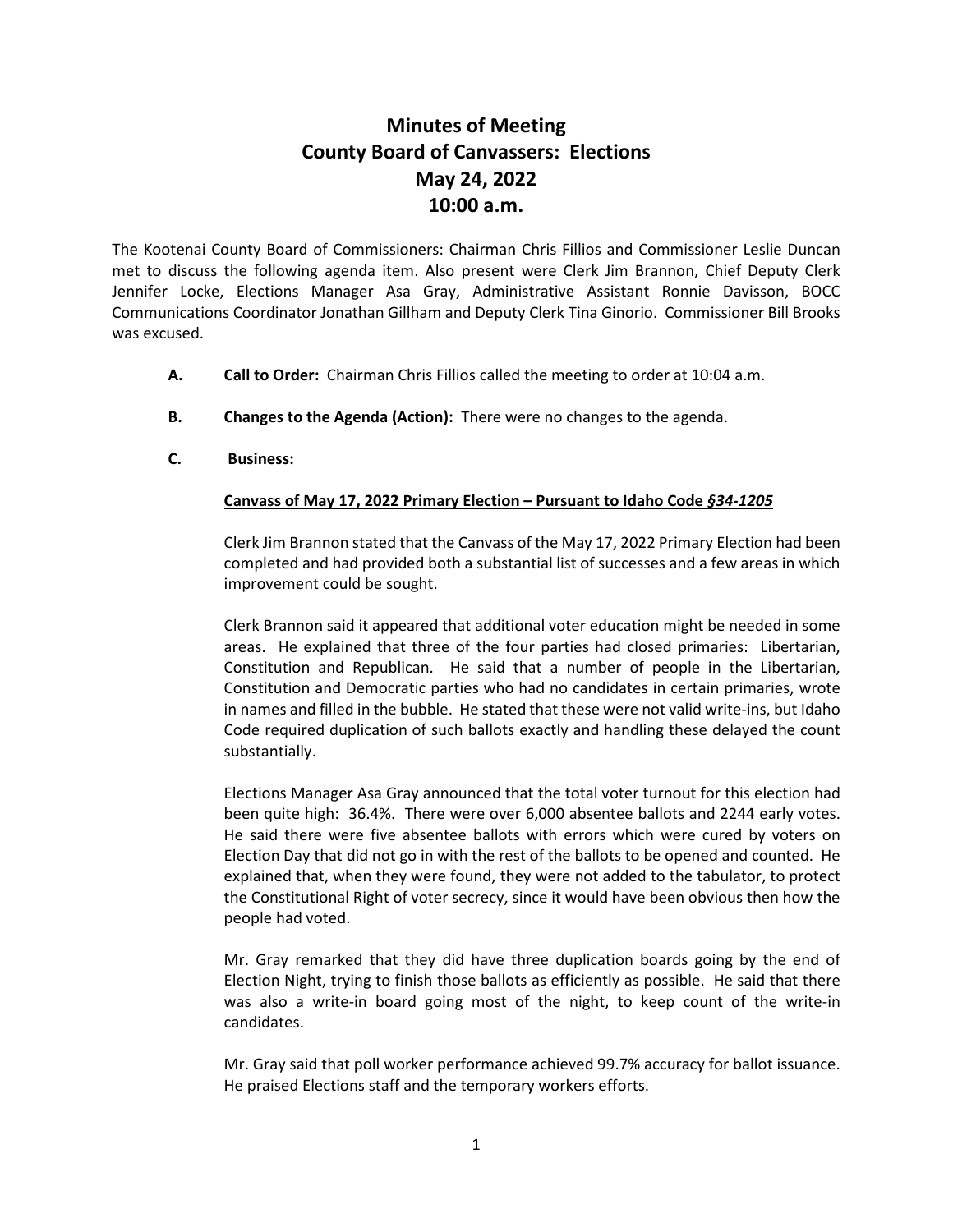# Minutes of Meeting
# County Board of Canvassers: Elections
# May 24, 2022
# 10:00 a.m.

The Kootenai County Board of Commissioners: Chairman Chris Fillios and Commissioner Leslie Duncan met to discuss the following agenda item. Also present were Clerk Jim Brannon, Chief Deputy Clerk Jennifer Locke, Elections Manager Asa Gray, Administrative Assistant Ronnie Davisson, BOCC Communications Coordinator Jonathan Gillham and Deputy Clerk Tina Ginorio. Commissioner Bill Brooks was excused.

**A. Call to Order:** Chairman Chris Fillios called the meeting to order at 10:04 a.m.

**B. Changes to the Agenda (Action):** There were no changes to the agenda.

**C. Business:**

**<u>Canvass of May 17, 2022 Primary Election – Pursuant to Idaho Code *§34-1205*</u>**

Clerk Jim Brannon stated that the Canvass of the May 17, 2022 Primary Election had been completed and had provided both a substantial list of successes and a few areas in which improvement could be sought.

Clerk Brannon said it appeared that additional voter education might be needed in some areas. He explained that three of the four parties had closed primaries: Libertarian, Constitution and Republican. He said that a number of people in the Libertarian, Constitution and Democratic parties who had no candidates in certain primaries, wrote in names and filled in the bubble. He stated that these were not valid write-ins, but Idaho Code required duplication of such ballots exactly and handling these delayed the count substantially.

Elections Manager Asa Gray announced that the total voter turnout for this election had been quite high: 36.4%. There were over 6,000 absentee ballots and 2244 early votes. He said there were five absentee ballots with errors which were cured by voters on Election Day that did not go in with the rest of the ballots to be opened and counted. He explained that, when they were found, they were not added to the tabulator, to protect the Constitutional Right of voter secrecy, since it would have been obvious then how the people had voted.

Mr. Gray remarked that they did have three duplication boards going by the end of Election Night, trying to finish those ballots as efficiently as possible. He said that there was also a write-in board going most of the night, to keep count of the write-in candidates.

Mr. Gray said that poll worker performance achieved 99.7% accuracy for ballot issuance. He praised Elections staff and the temporary workers efforts.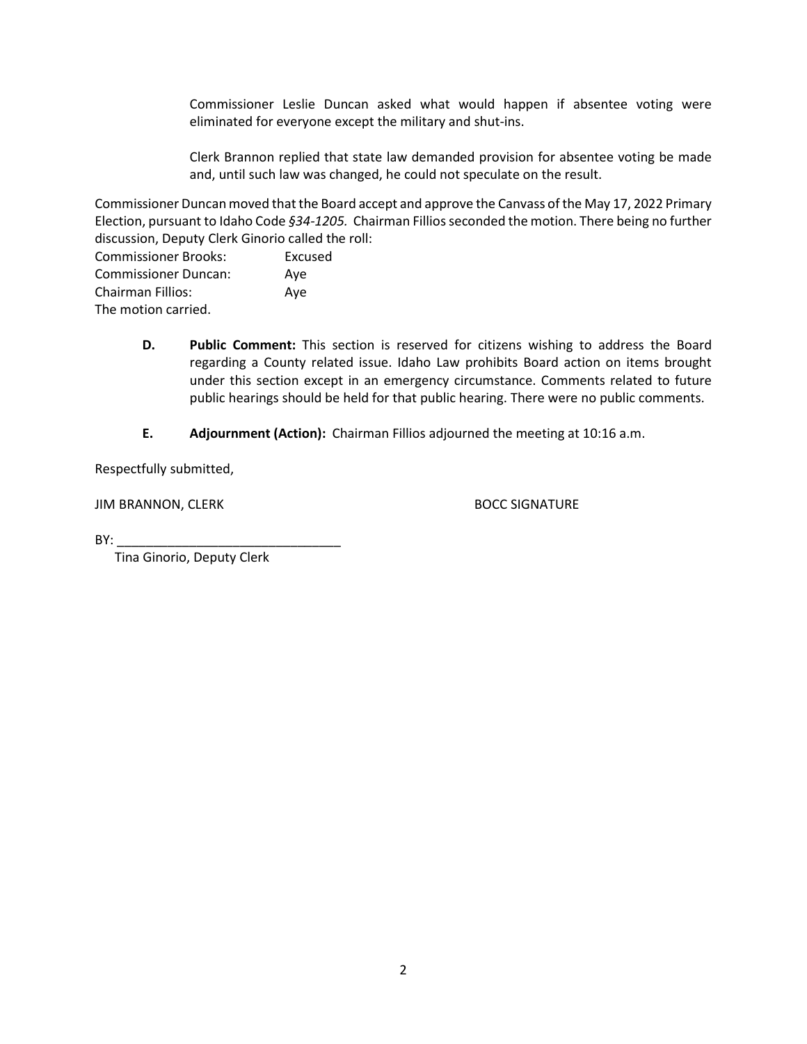Commissioner Leslie Duncan asked what would happen if absentee voting were eliminated for everyone except the military and shut-ins.

Clerk Brannon replied that state law demanded provision for absentee voting be made and, until such law was changed, he could not speculate on the result.

Commissioner Duncan moved that the Board accept and approve the Canvass of the May 17, 2022 Primary Election, pursuant to Idaho Code *§34-1205.* Chairman Fillios seconded the motion. There being no further discussion, Deputy Clerk Ginorio called the roll:

| | |
|---|---|
| Commissioner Brooks: | Excused |
| Commissioner Duncan: | Aye |
| Chairman Fillios: | Aye |

The motion carried.

**D. Public Comment:** This section is reserved for citizens wishing to address the Board regarding a County related issue. Idaho Law prohibits Board action on items brought under this section except in an emergency circumstance. Comments related to future public hearings should be held for that public hearing. There were no public comments.

**E. Adjournment (Action):** Chairman Fillios adjourned the meeting at 10:16 a.m.

Respectfully submitted,

JIM BRANNON, CLERK

BOCC SIGNATURE

BY: _______________________________

Tina Ginorio, Deputy Clerk